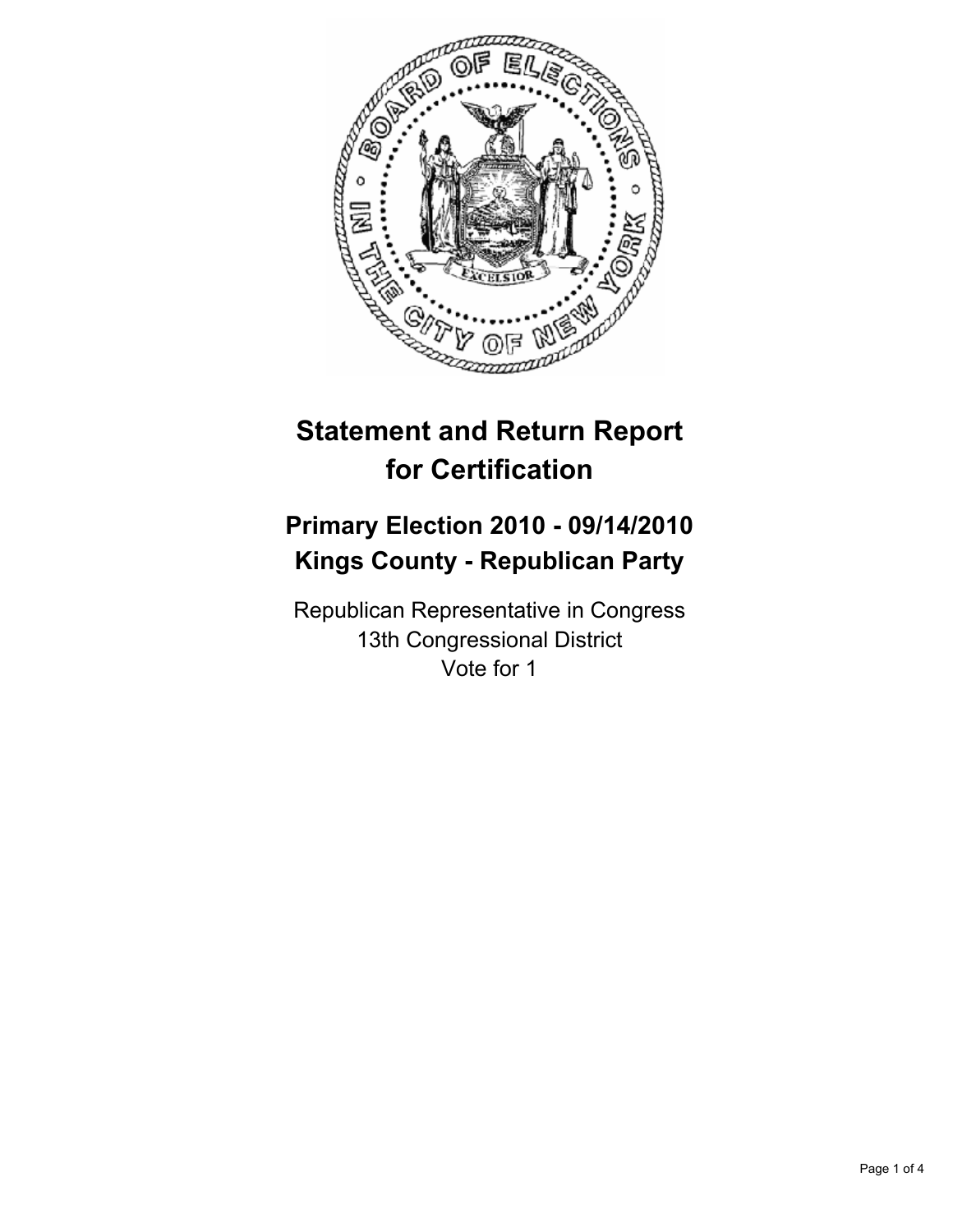# Statement and Return Report for Certification

## Primary Election 2010 - 09/14/2010
## Kings County - Republican Party

Republican Representative in Congress
13th Congressional District
Vote for 1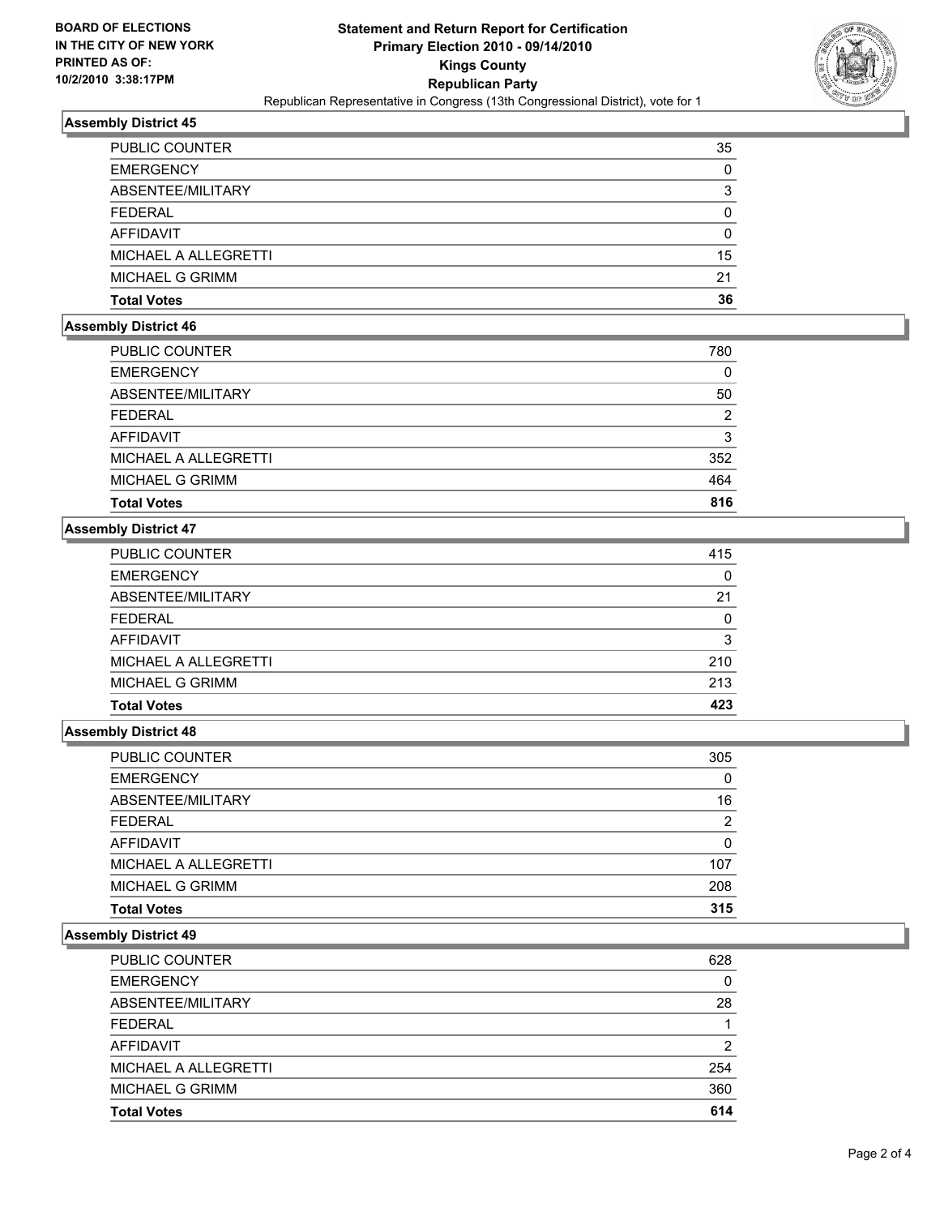**BOARD OF ELECTIONS IN THE CITY OF NEW YORK PRINTED AS OF: 10/2/2010 3:38:17PM**

# Statement and Return Report for Certification
## Primary Election 2010 - 09/14/2010
## Kings County
## Republican Party

Republican Representative in Congress (13th Congressional District), vote for 1

### Assembly District 45

| | |
|---|---|
| PUBLIC COUNTER | 35 |
| EMERGENCY | 0 |
| ABSENTEE/MILITARY | 3 |
| FEDERAL | 0 |
| AFFIDAVIT | 0 |
| MICHAEL A ALLEGRETTI | 15 |
| MICHAEL G GRIMM | 21 |
| **Total Votes** | **36** |

### Assembly District 46

| | |
|---|---|
| PUBLIC COUNTER | 780 |
| EMERGENCY | 0 |
| ABSENTEE/MILITARY | 50 |
| FEDERAL | 2 |
| AFFIDAVIT | 3 |
| MICHAEL A ALLEGRETTI | 352 |
| MICHAEL G GRIMM | 464 |
| **Total Votes** | **816** |

### Assembly District 47

| | |
|---|---|
| PUBLIC COUNTER | 415 |
| EMERGENCY | 0 |
| ABSENTEE/MILITARY | 21 |
| FEDERAL | 0 |
| AFFIDAVIT | 3 |
| MICHAEL A ALLEGRETTI | 210 |
| MICHAEL G GRIMM | 213 |
| **Total Votes** | **423** |

### Assembly District 48

| | |
|---|---|
| PUBLIC COUNTER | 305 |
| EMERGENCY | 0 |
| ABSENTEE/MILITARY | 16 |
| FEDERAL | 2 |
| AFFIDAVIT | 0 |
| MICHAEL A ALLEGRETTI | 107 |
| MICHAEL G GRIMM | 208 |
| **Total Votes** | **315** |

### Assembly District 49

| | |
|---|---|
| PUBLIC COUNTER | 628 |
| EMERGENCY | 0 |
| ABSENTEE/MILITARY | 28 |
| FEDERAL | 1 |
| AFFIDAVIT | 2 |
| MICHAEL A ALLEGRETTI | 254 |
| MICHAEL G GRIMM | 360 |
| **Total Votes** | **614** |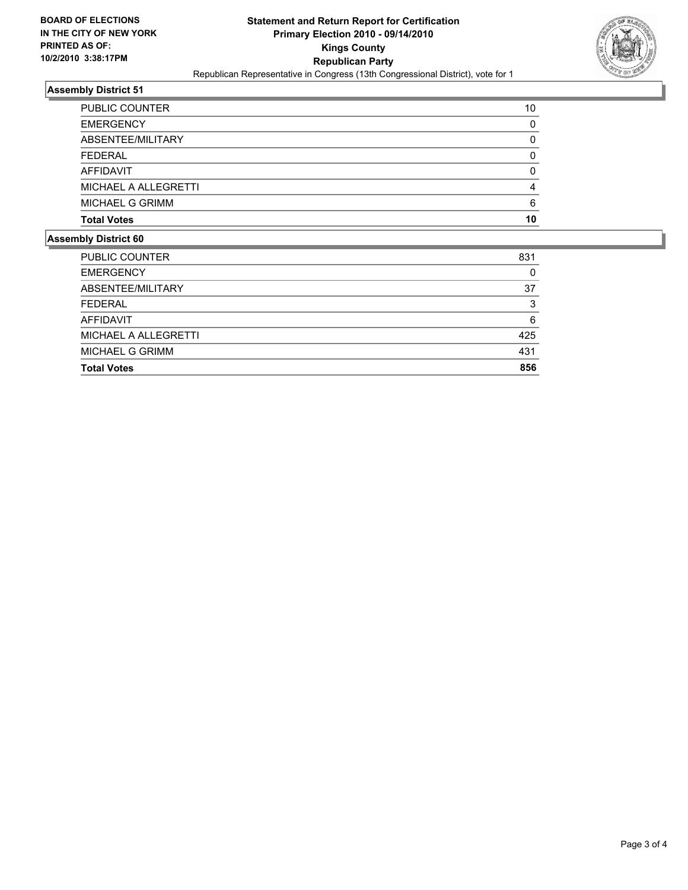**BOARD OF ELECTIONS IN THE CITY OF NEW YORK PRINTED AS OF: 10/2/2010 3:38:17PM**

# Statement and Return Report for Certification
## Primary Election 2010 - 09/14/2010
## Kings County
## Republican Party

Republican Representative in Congress (13th Congressional District), vote for 1

### Assembly District 51

| | |
|---|---|
| PUBLIC COUNTER | 10 |
| EMERGENCY | 0 |
| ABSENTEE/MILITARY | 0 |
| FEDERAL | 0 |
| AFFIDAVIT | 0 |
| MICHAEL A ALLEGRETTI | 4 |
| MICHAEL G GRIMM | 6 |
| **Total Votes** | **10** |

### Assembly District 60

| | |
|---|---|
| PUBLIC COUNTER | 831 |
| EMERGENCY | 0 |
| ABSENTEE/MILITARY | 37 |
| FEDERAL | 3 |
| AFFIDAVIT | 6 |
| MICHAEL A ALLEGRETTI | 425 |
| MICHAEL G GRIMM | 431 |
| **Total Votes** | **856** |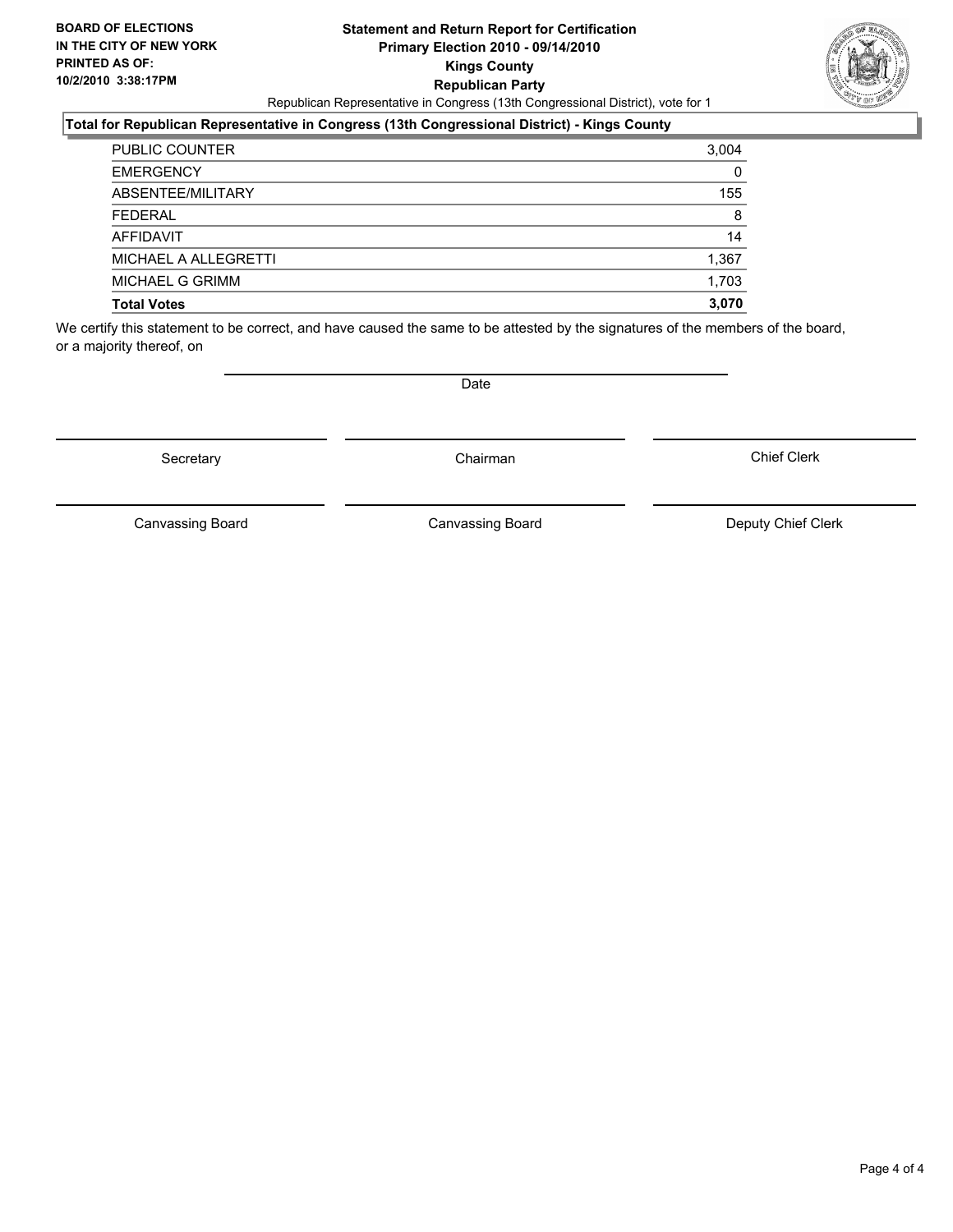**BOARD OF ELECTIONS IN THE CITY OF NEW YORK PRINTED AS OF: 10/2/2010 3:38:17PM**

**Statement and Return Report for Certification**
**Primary Election 2010 - 09/14/2010**
**Kings County**
**Republican Party**

Republican Representative in Congress (13th Congressional District), vote for 1

**Total for Republican Representative in Congress (13th Congressional District) - Kings County**

| | |
|---|---|
| PUBLIC COUNTER | 3,004 |
| EMERGENCY | 0 |
| ABSENTEE/MILITARY | 155 |
| FEDERAL | 8 |
| AFFIDAVIT | 14 |
| MICHAEL A ALLEGRETTI | 1,367 |
| MICHAEL G GRIMM | 1,703 |
| **Total Votes** | **3,070** |

We certify this statement to be correct, and have caused the same to be attested by the signatures of the members of the board, or a majority thereof, on

Date

Secretary | Chairman | Chief Clerk

Canvassing Board | Canvassing Board | Deputy Chief Clerk